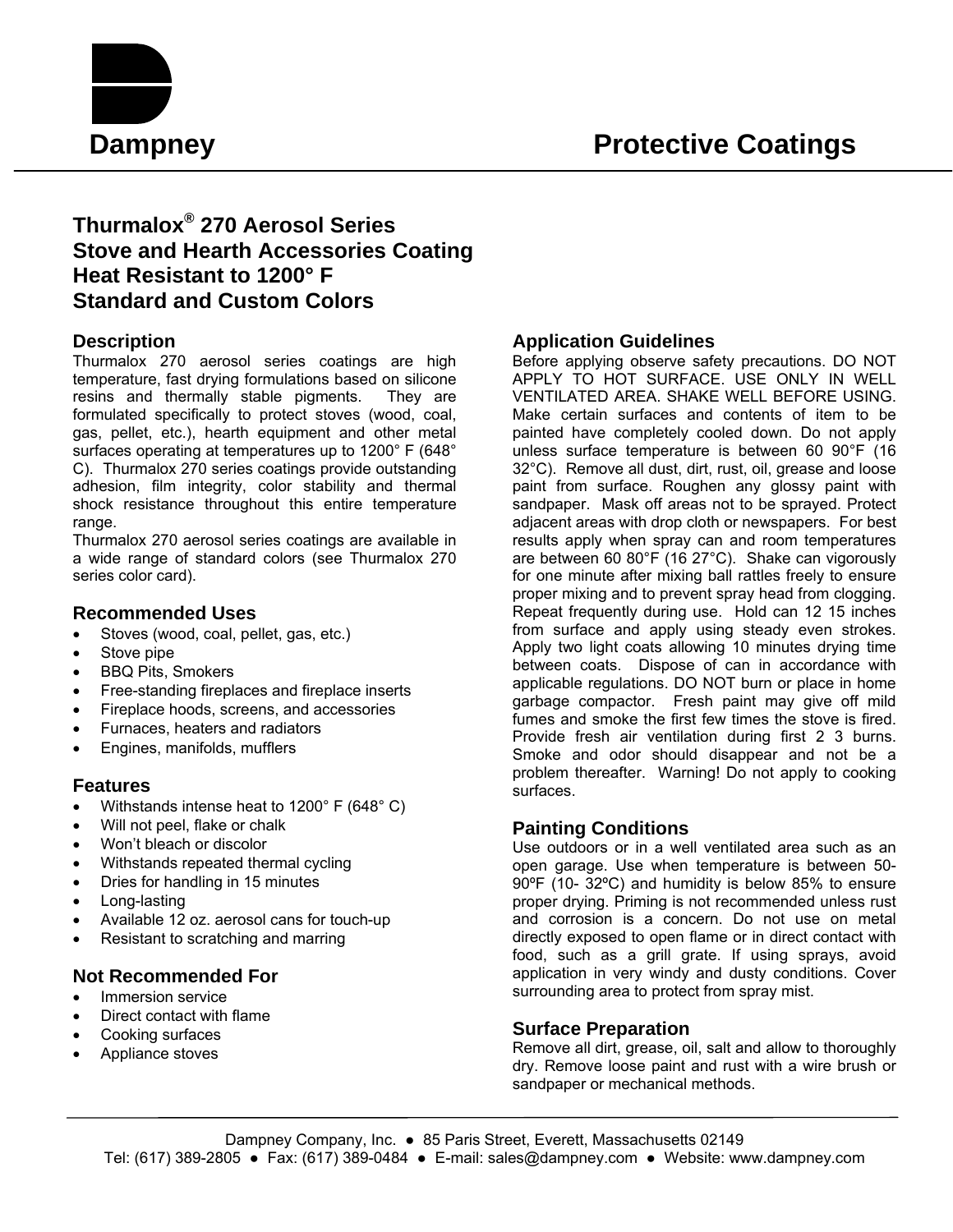# Dampney Protective Coatings

## Thurmalox® 270 Aerosol Series
## Stove and Hearth Accessories Coating
## Heat Resistant to 1200° F
## Standard and Custom Colors

### Description

Thurmalox 270 aerosol series coatings are high temperature, fast drying formulations based on silicone resins and thermally stable pigments. They are formulated specifically to protect stoves (wood, coal, gas, pellet, etc.), hearth equipment and other metal surfaces operating at temperatures up to 1200° F (648° C). Thurmalox 270 series coatings provide outstanding adhesion, film integrity, color stability and thermal shock resistance throughout this entire temperature range.

Thurmalox 270 aerosol series coatings are available in a wide range of standard colors (see Thurmalox 270 series color card).

### Recommended Uses

- Stoves (wood, coal, pellet, gas, etc.)
- Stove pipe
- BBQ Pits, Smokers
- Free-standing fireplaces and fireplace inserts
- Fireplace hoods, screens, and accessories
- Furnaces, heaters and radiators
- Engines, manifolds, mufflers

### Features

- Withstands intense heat to 1200° F (648° C)
- Will not peel, flake or chalk
- Won't bleach or discolor
- Withstands repeated thermal cycling
- Dries for handling in 15 minutes
- Long-lasting
- Available 12 oz. aerosol cans for touch-up
- Resistant to scratching and marring

### Not Recommended For

- Immersion service
- Direct contact with flame
- Cooking surfaces
- Appliance stoves

### Application Guidelines

Before applying observe safety precautions. DO NOT APPLY TO HOT SURFACE. USE ONLY IN WELL VENTILATED AREA. SHAKE WELL BEFORE USING. Make certain surfaces and contents of item to be painted have completely cooled down. Do not apply unless surface temperature is between 60 90°F (16 32°C). Remove all dust, dirt, rust, oil, grease and loose paint from surface. Roughen any glossy paint with sandpaper. Mask off areas not to be sprayed. Protect adjacent areas with drop cloth or newspapers. For best results apply when spray can and room temperatures are between 60 80°F (16 27°C). Shake can vigorously for one minute after mixing ball rattles freely to ensure proper mixing and to prevent spray head from clogging. Repeat frequently during use. Hold can 12 15 inches from surface and apply using steady even strokes. Apply two light coats allowing 10 minutes drying time between coats. Dispose of can in accordance with applicable regulations. DO NOT burn or place in home garbage compactor. Fresh paint may give off mild fumes and smoke the first few times the stove is fired. Provide fresh air ventilation during first 2 3 burns. Smoke and odor should disappear and not be a problem thereafter. Warning! Do not apply to cooking surfaces.

### Painting Conditions

Use outdoors or in a well ventilated area such as an open garage. Use when temperature is between 50-90ºF (10- 32ºC) and humidity is below 85% to ensure proper drying. Priming is not recommended unless rust and corrosion is a concern. Do not use on metal directly exposed to open flame or in direct contact with food, such as a grill grate. If using sprays, avoid application in very windy and dusty conditions. Cover surrounding area to protect from spray mist.

### Surface Preparation

Remove all dirt, grease, oil, salt and allow to thoroughly dry. Remove loose paint and rust with a wire brush or sandpaper or mechanical methods.

Dampney Company, Inc. ● 85 Paris Street, Everett, Massachusetts 02149
Tel: (617) 389-2805 ● Fax: (617) 389-0484 ● E-mail: sales@dampney.com ● Website: www.dampney.com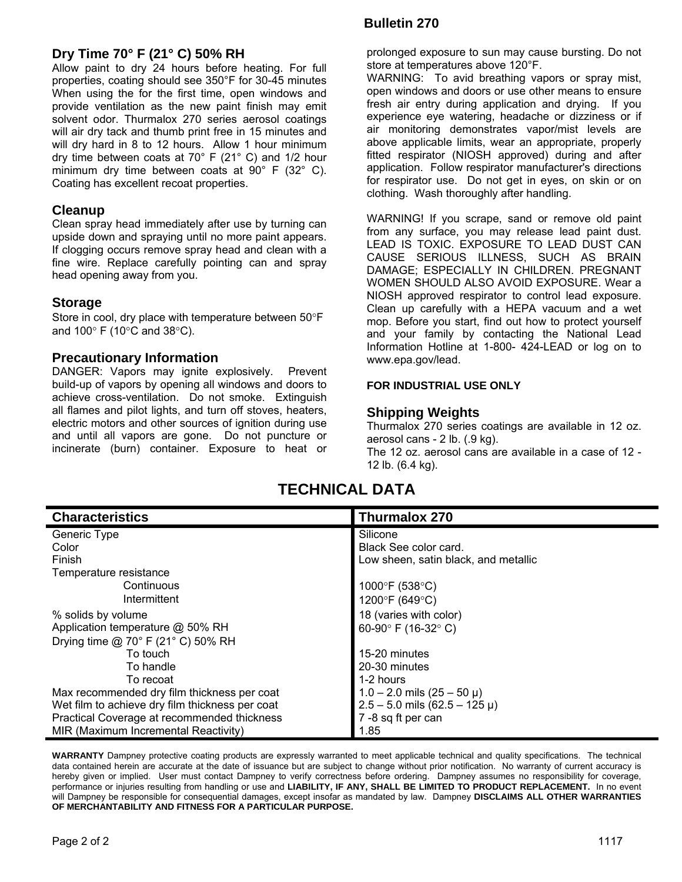## Dry Time 70° F (21° C) 50% RH

Allow paint to dry 24 hours before heating. For full properties, coating should see 350°F for 30-45 minutes When using the for the first time, open windows and provide ventilation as the new paint finish may emit solvent odor. Thurmalox 270 series aerosol coatings will air dry tack and thumb print free in 15 minutes and will dry hard in 8 to 12 hours. Allow 1 hour minimum dry time between coats at 70° F (21° C) and 1/2 hour minimum dry time between coats at 90° F (32° C). Coating has excellent recoat properties.

## Cleanup

Clean spray head immediately after use by turning can upside down and spraying until no more paint appears. If clogging occurs remove spray head and clean with a fine wire. Replace carefully pointing can and spray head opening away from you.

## Storage

Store in cool, dry place with temperature between 50°F and 100° F (10°C and 38°C).

## Precautionary Information

DANGER: Vapors may ignite explosively. Prevent build-up of vapors by opening all windows and doors to achieve cross-ventilation. Do not smoke. Extinguish all flames and pilot lights, and turn off stoves, heaters, electric motors and other sources of ignition during use and until all vapors are gone. Do not puncture or incinerate (burn) container. Exposure to heat or prolonged exposure to sun may cause bursting. Do not store at temperatures above 120°F.

WARNING: To avid breathing vapors or spray mist, open windows and doors or use other means to ensure fresh air entry during application and drying. If you experience eye watering, headache or dizziness or if air monitoring demonstrates vapor/mist levels are above applicable limits, wear an appropriate, properly fitted respirator (NIOSH approved) during and after application. Follow respirator manufacturer's directions for respirator use. Do not get in eyes, on skin or on clothing. Wash thoroughly after handling.

WARNING! If you scrape, sand or remove old paint from any surface, you may release lead paint dust. LEAD IS TOXIC. EXPOSURE TO LEAD DUST CAN CAUSE SERIOUS ILLNESS, SUCH AS BRAIN DAMAGE; ESPECIALLY IN CHILDREN. PREGNANT WOMEN SHOULD ALSO AVOID EXPOSURE. Wear a NIOSH approved respirator to control lead exposure. Clean up carefully with a HEPA vacuum and a wet mop. Before you start, find out how to protect yourself and your family by contacting the National Lead Information Hotline at 1-800- 424-LEAD or log on to www.epa.gov/lead.

**FOR INDUSTRIAL USE ONLY**

## Shipping Weights

Thurmalox 270 series coatings are available in 12 oz. aerosol cans - 2 lb. (.9 kg).

The 12 oz. aerosol cans are available in a case of 12 - 12 lb. (6.4 kg).

# TECHNICAL DATA

| Characteristics | Thurmalox 270 |
|---|---|
| Generic Type | Silicone |
| Color | Black See color card. |
| Finish | Low sheen, satin black, and metallic |
| Temperature resistance | |
| Continuous | 1000°F (538°C) |
| Intermittent | 1200°F (649°C) |
| % solids by volume | 18 (varies with color) |
| Application temperature @ 50% RH | 60-90° F (16-32° C) |
| Drying time @ 70° F (21° C) 50% RH | |
| To touch | 15-20 minutes |
| To handle | 20-30 minutes |
| To recoat | 1-2 hours |
| Max recommended dry film thickness per coat | 1.0 – 2.0 mils (25 – 50 μ) |
| Wet film to achieve dry film thickness per coat | 2.5 – 5.0 mils (62.5 – 125 μ) |
| Practical Coverage at recommended thickness | 7 -8 sq ft per can |
| MIR (Maximum Incremental Reactivity) | 1.85 |

**WARRANTY** Dampney protective coating products are expressly warranted to meet applicable technical and quality specifications. The technical data contained herein are accurate at the date of issuance but are subject to change without prior notification. No warranty of current accuracy is hereby given or implied. User must contact Dampney to verify correctness before ordering. Dampney assumes no responsibility for coverage, performance or injuries resulting from handling or use and **LIABILITY, IF ANY, SHALL BE LIMITED TO PRODUCT REPLACEMENT.** In no event will Dampney be responsible for consequential damages, except insofar as mandated by law. Dampney **DISCLAIMS ALL OTHER WARRANTIES OF MERCHANTABILITY AND FITNESS FOR A PARTICULAR PURPOSE.**

1117